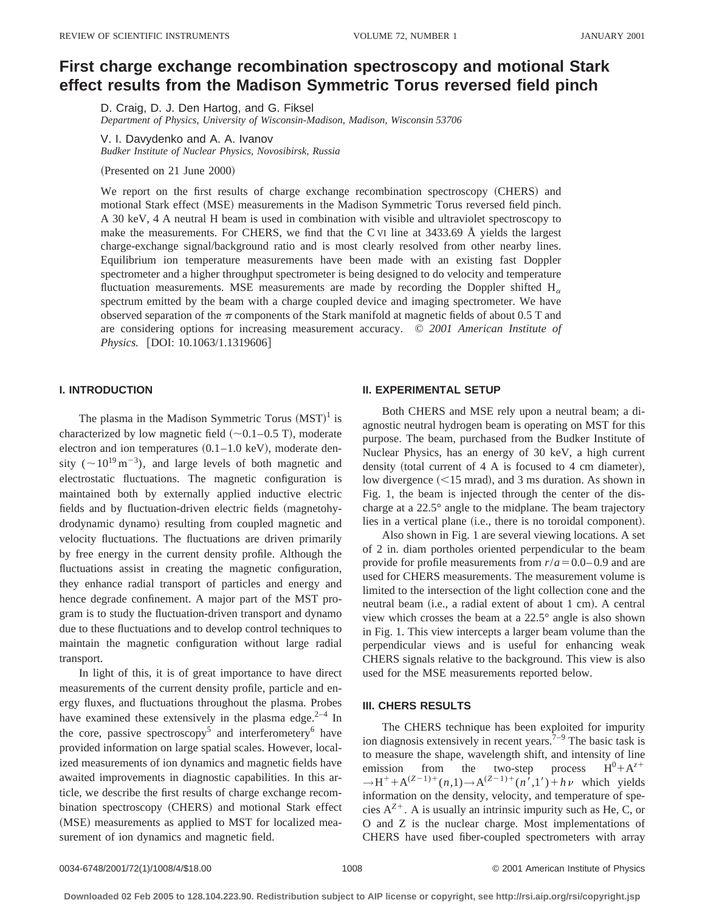# First charge exchange recombination spectroscopy and motional Stark effect results from the Madison Symmetric Torus reversed field pinch

D. Craig, D. J. Den Hartog, and G. Fiksel
*Department of Physics, University of Wisconsin-Madison, Madison, Wisconsin 53706*

V. I. Davydenko and A. A. Ivanov
*Budker Institute of Nuclear Physics, Novosibirsk, Russia*

(Presented on 21 June 2000)

We report on the first results of charge exchange recombination spectroscopy (CHERS) and motional Stark effect (MSE) measurements in the Madison Symmetric Torus reversed field pinch. A 30 keV, 4 A neutral H beam is used in combination with visible and ultraviolet spectroscopy to make the measurements. For CHERS, we find that the C VI line at 3433.69 Å yields the largest charge-exchange signal/background ratio and is most clearly resolved from other nearby lines. Equilibrium ion temperature measurements have been made with an existing fast Doppler spectrometer and a higher throughput spectrometer is being designed to do velocity and temperature fluctuation measurements. MSE measurements are made by recording the Doppler shifted $H_\alpha$ spectrum emitted by the beam with a charge coupled device and imaging spectrometer. We have observed separation of the $\pi$ components of the Stark manifold at magnetic fields of about 0.5 T and are considering options for increasing measurement accuracy. © *2001 American Institute of Physics.* [DOI: 10.1063/1.1319606]

## I. INTRODUCTION

The plasma in the Madison Symmetric Torus (MST)[1] is characterized by low magnetic field (~0.1–0.5 T), moderate electron and ion temperatures (0.1–1.0 keV), moderate density ($\sim 10^{19}\,\mathrm{m}^{-3}$), and large levels of both magnetic and electrostatic fluctuations. The magnetic configuration is maintained both by externally applied inductive electric fields and by fluctuation-driven electric fields (magnetohydrodynamic dynamo) resulting from coupled magnetic and velocity fluctuations. The fluctuations are driven primarily by free energy in the current density profile. Although the fluctuations assist in creating the magnetic configuration, they enhance radial transport of particles and energy and hence degrade confinement. A major part of the MST program is to study the fluctuation-driven transport and dynamo due to these fluctuations and to develop control techniques to maintain the magnetic configuration without large radial transport.

In light of this, it is of great importance to have direct measurements of the current density profile, particle and energy fluxes, and fluctuations throughout the plasma. Probes have examined these extensively in the plasma edge.[2–4] In the core, passive spectroscopy[5] and interferometery[6] have provided information on large spatial scales. However, localized measurements of ion dynamics and magnetic fields have awaited improvements in diagnostic capabilities. In this article, we describe the first results of charge exchange recombination spectroscopy (CHERS) and motional Stark effect (MSE) measurements as applied to MST for localized measurement of ion dynamics and magnetic field.

## II. EXPERIMENTAL SETUP

Both CHERS and MSE rely upon a neutral beam; a diagnostic neutral hydrogen beam is operating on MST for this purpose. The beam, purchased from the Budker Institute of Nuclear Physics, has an energy of 30 keV, a high current density (total current of 4 A is focused to 4 cm diameter), low divergence (<15 mrad), and 3 ms duration. As shown in Fig. 1, the beam is injected through the center of the discharge at a 22.5° angle to the midplane. The beam trajectory lies in a vertical plane (i.e., there is no toroidal component).

Also shown in Fig. 1 are several viewing locations. A set of 2 in. diam portholes oriented perpendicular to the beam provide for profile measurements from $r/a = 0.0$–$0.9$ and are used for CHERS measurements. The measurement volume is limited to the intersection of the light collection cone and the neutral beam (i.e., a radial extent of about 1 cm). A central view which crosses the beam at a 22.5° angle is also shown in Fig. 1. This view intercepts a larger beam volume than the perpendicular views and is useful for enhancing weak CHERS signals relative to the background. This view is also used for the MSE measurements reported below.

## III. CHERS RESULTS

The CHERS technique has been exploited for impurity ion diagnosis extensively in recent years.[7–9] The basic task is to measure the shape, wavelength shift, and intensity of line emission from the two-step process $H^0 + A^{z+} \rightarrow H^+ + A^{(Z-1)+}(n,1) \rightarrow A^{(Z-1)+}(n',1') + h\nu$ which yields information on the density, velocity, and temperature of species $A^{Z+}$. A is usually an intrinsic impurity such as He, C, or O and Z is the nuclear charge. Most implementations of CHERS have used fiber-coupled spectrometers with array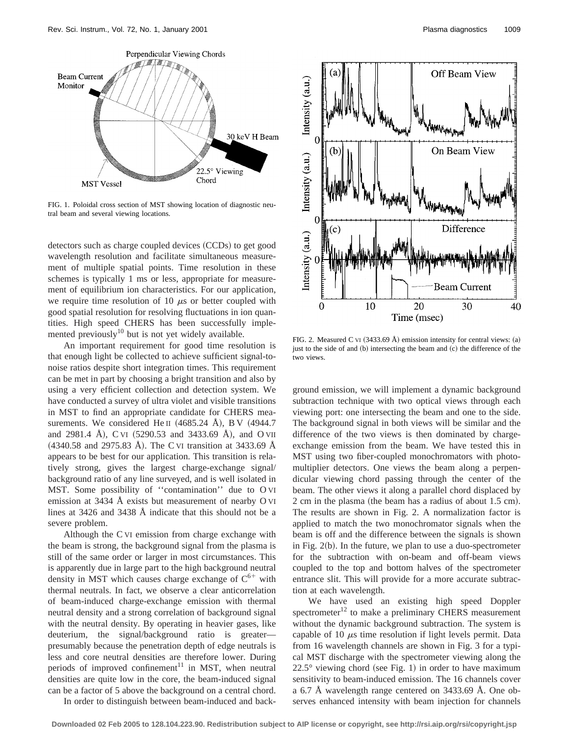FIG. 1. Poloidal cross section of MST showing location of diagnostic neutral beam and several viewing locations.

detectors such as charge coupled devices (CCDs) to get good wavelength resolution and facilitate simultaneous measurement of multiple spatial points. Time resolution in these schemes is typically 1 ms or less, appropriate for measurement of equilibrium ion characteristics. For our application, we require time resolution of 10 $\mu$s or better coupled with good spatial resolution for resolving fluctuations in ion quantities. High speed CHERS has been successfully implemented previously[10] but is not yet widely available.

An important requirement for good time resolution is that enough light be collected to achieve sufficient signal-to-noise ratios despite short integration times. This requirement can be met in part by choosing a bright transition and also by using a very efficient collection and detection system. We have conducted a survey of ultra violet and visible transitions in MST to find an appropriate candidate for CHERS measurements. We considered He II (4685.24 Å), B V (4944.7 and 2981.4 Å), C VI (5290.53 and 3433.69 Å), and O VII (4340.58 and 2975.83 Å). The C VI transition at 3433.69 Å appears to be best for our application. This transition is relatively strong, gives the largest charge-exchange signal/background ratio of any line surveyed, and is well isolated in MST. Some possibility of ''contamination'' due to O VI emission at 3434 Å exists but measurement of nearby O VI lines at 3426 and 3438 Å indicate that this should not be a severe problem.

Although the C VI emission from charge exchange with the beam is strong, the background signal from the plasma is still of the same order or larger in most circumstances. This is apparently due in large part to the high background neutral density in MST which causes charge exchange of $C^{6+}$ with thermal neutrals. In fact, we observe a clear anticorrelation of beam-induced charge-exchange emission with thermal neutral density and a strong correlation of background signal with the neutral density. By operating in heavier gases, like deuterium, the signal/background ratio is greater—presumably because the penetration depth of edge neutrals is less and core neutral densities are therefore lower. During periods of improved confinement[11] in MST, when neutral densities are quite low in the core, the beam-induced signal can be a factor of 5 above the background on a central chord.

In order to distinguish between beam-induced and background emission, we will implement a dynamic background subtraction technique with two optical views through each viewing port: one intersecting the beam and one to the side. The background signal in both views will be similar and the difference of the two views is then dominated by charge-exchange emission from the beam. We have tested this in MST using two fiber-coupled monochromators with photomultiplier detectors. One views the beam along a perpendicular viewing chord passing through the center of the beam. The other views it along a parallel chord displaced by 2 cm in the plasma (the beam has a radius of about 1.5 cm). The results are shown in Fig. 2. A normalization factor is applied to match the two monochromator signals when the beam is off and the difference between the signals is shown in Fig. 2(b). In the future, we plan to use a duo-spectrometer for the subtraction with on-beam and off-beam views coupled to the top and bottom halves of the spectrometer entrance slit. This will provide for a more accurate subtraction at each wavelength.

FIG. 2. Measured C VI (3433.69 Å) emission intensity for central views: (a) just to the side of and (b) intersecting the beam and (c) the difference of the two views.

We have used an existing high speed Doppler spectrometer[12] to make a preliminary CHERS measurement without the dynamic background subtraction. The system is capable of 10 $\mu$s time resolution if light levels permit. Data from 16 wavelength channels are shown in Fig. 3 for a typical MST discharge with the spectrometer viewing along the 22.5° viewing chord (see Fig. 1) in order to have maximum sensitivity to beam-induced emission. The 16 channels cover a 6.7 Å wavelength range centered on 3433.69 Å. One observes enhanced intensity with beam injection for channels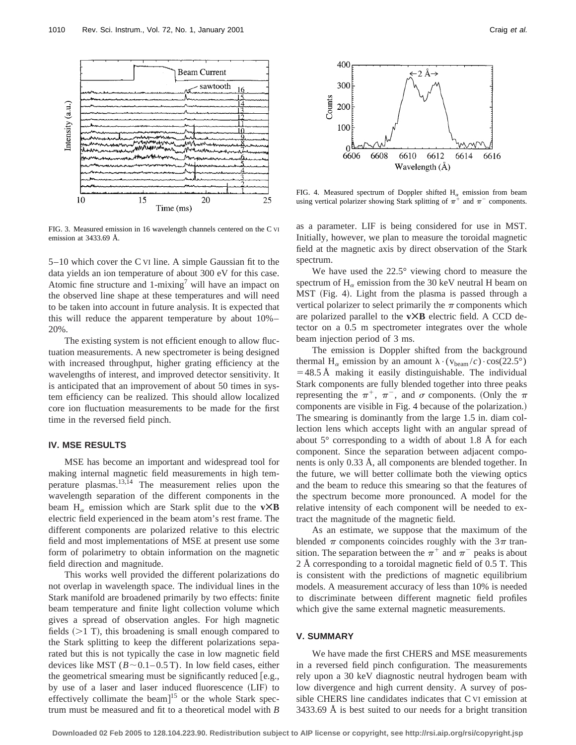FIG. 3. Measured emission in 16 wavelength channels centered on the C VI emission at 3433.69 Å.

5–10 which cover the C VI line. A simple Gaussian fit to the data yields an ion temperature of about 300 eV for this case. Atomic fine structure and 1-mixing[7] will have an impact on the observed line shape at these temperatures and will need to be taken into account in future analysis. It is expected that this will reduce the apparent temperature by about 10%–20%.

The existing system is not efficient enough to allow fluctuation measurements. A new spectrometer is being designed with increased throughput, higher grating efficiency at the wavelengths of interest, and improved detector sensitivity. It is anticipated that an improvement of about 50 times in system efficiency can be realized. This should allow localized core ion fluctuation measurements to be made for the first time in the reversed field pinch.

## IV. MSE RESULTS

MSE has become an important and widespread tool for making internal magnetic field measurements in high temperature plasmas.[13,14] The measurement relies upon the wavelength separation of the different components in the beam $H_\alpha$ emission which are Stark split due to the $\mathbf{v}\times\mathbf{B}$ electric field experienced in the beam atom's rest frame. The different components are polarized relative to this electric field and most implementations of MSE at present use some form of polarimetry to obtain information on the magnetic field direction and magnitude.

This works well provided the different polarizations do not overlap in wavelength space. The individual lines in the Stark manifold are broadened primarily by two effects: finite beam temperature and finite light collection volume which gives a spread of observation angles. For high magnetic fields (>1 T), this broadening is small enough compared to the Stark splitting to keep the different polarizations separated but this is not typically the case in low magnetic field devices like MST ($B\sim 0.1$–$0.5\,\mathrm{T}$). In low field cases, either the geometrical smearing must be significantly reduced [e.g., by use of a laser and laser induced fluorescence (LIF) to effectively collimate the beam][15] or the whole Stark spectrum must be measured and fit to a theoretical model with $B$ as a parameter. LIF is being considered for use in MST. Initially, however, we plan to measure the toroidal magnetic field at the magnetic axis by direct observation of the Stark spectrum.

FIG. 4. Measured spectrum of Doppler shifted $H_\alpha$ emission from beam using vertical polarizer showing Stark splitting of $\pi^+$ and $\pi^-$ components.

We have used the 22.5° viewing chord to measure the spectrum of $H_\alpha$ emission from the 30 keV neutral H beam on MST (Fig. 4). Light from the plasma is passed through a vertical polarizer to select primarily the $\pi$ components which are polarized parallel to the $\mathbf{v}\times\mathbf{B}$ electric field. A CCD detector on a 0.5 m spectrometer integrates over the whole beam injection period of 3 ms.

The emission is Doppler shifted from the background thermal $H_\alpha$ emission by an amount $\lambda\cdot(v_{\mathrm{beam}}/c)\cdot\cos(22.5°)=48.5\,\text{Å}$ making it easily distinguishable. The individual Stark components are fully blended together into three peaks representing the $\pi^+$, $\pi^-$, and $\sigma$ components. (Only the $\pi$ components are visible in Fig. 4 because of the polarization.) The smearing is dominantly from the large 1.5 in. diam collection lens which accepts light with an angular spread of about 5° corresponding to a width of about 1.8 Å for each component. Since the separation between adjacent components is only 0.33 Å, all components are blended together. In the future, we will better collimate both the viewing optics and the beam to reduce this smearing so that the features of the spectrum become more pronounced. A model for the relative intensity of each component will be needed to extract the magnitude of the magnetic field.

As an estimate, we suppose that the maximum of the blended $\pi$ components coincides roughly with the $3\pi$ transition. The separation between the $\pi^+$ and $\pi^-$ peaks is about 2 Å corresponding to a toroidal magnetic field of 0.5 T. This is consistent with the predictions of magnetic equilibrium models. A measurement accuracy of less than 10% is needed to discriminate between different magnetic field profiles which give the same external magnetic measurements.

## V. SUMMARY

We have made the first CHERS and MSE measurements in a reversed field pinch configuration. The measurements rely upon a 30 keV diagnostic neutral hydrogen beam with low divergence and high current density. A survey of possible CHERS line candidates indicates that C VI emission at 3433.69 Å is best suited to our needs for a bright transition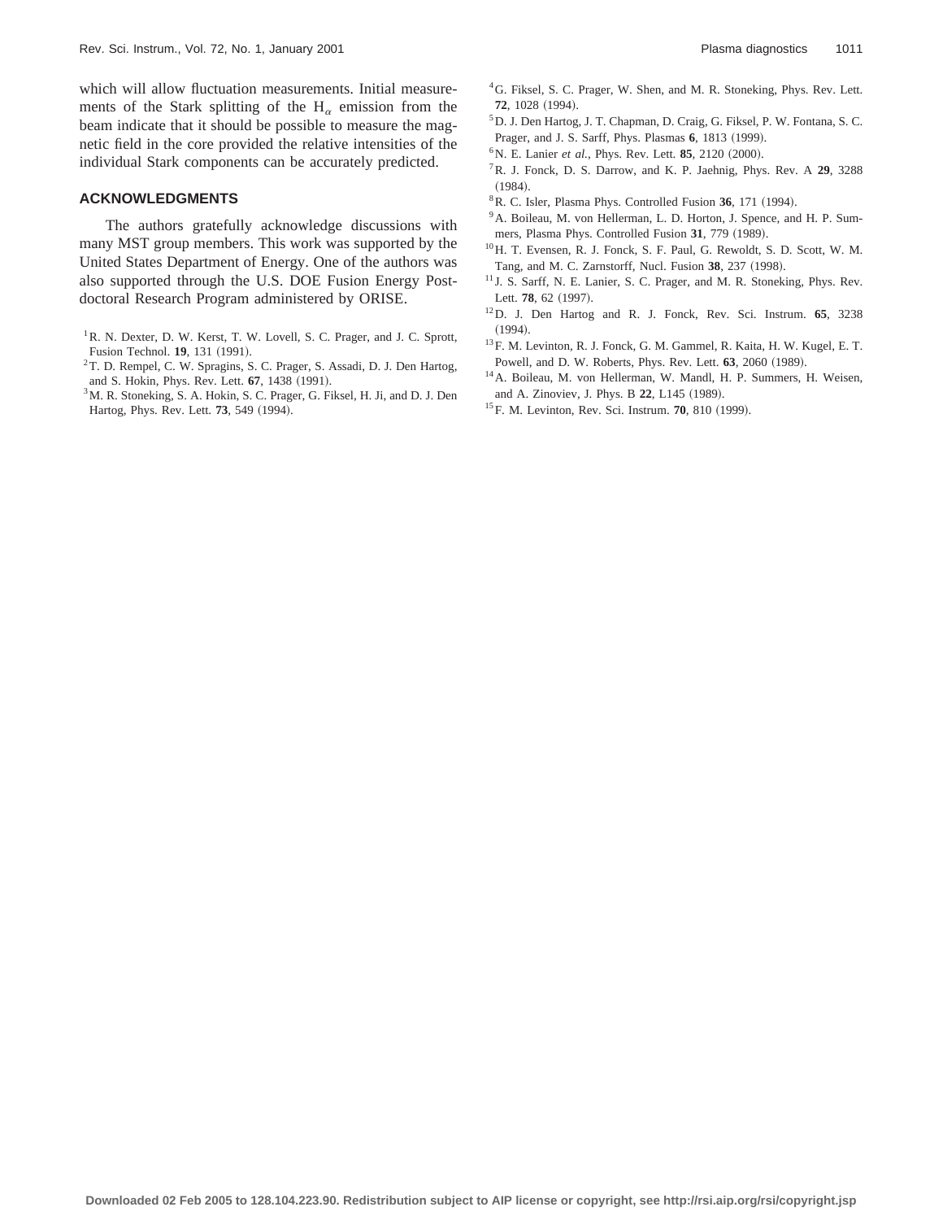which will allow fluctuation measurements. Initial measurements of the Stark splitting of the $H_\alpha$ emission from the beam indicate that it should be possible to measure the magnetic field in the core provided the relative intensities of the individual Stark components can be accurately predicted.

## ACKNOWLEDGMENTS

The authors gratefully acknowledge discussions with many MST group members. This work was supported by the United States Department of Energy. One of the authors was also supported through the U.S. DOE Fusion Energy Postdoctoral Research Program administered by ORISE.

[1] R. N. Dexter, D. W. Kerst, T. W. Lovell, S. C. Prager, and J. C. Sprott, Fusion Technol. **19**, 131 (1991).

[2] T. D. Rempel, C. W. Spragins, S. C. Prager, S. Assadi, D. J. Den Hartog, and S. Hokin, Phys. Rev. Lett. **67**, 1438 (1991).

[3] M. R. Stoneking, S. A. Hokin, S. C. Prager, G. Fiksel, H. Ji, and D. J. Den Hartog, Phys. Rev. Lett. **73**, 549 (1994).

[4] G. Fiksel, S. C. Prager, W. Shen, and M. R. Stoneking, Phys. Rev. Lett. **72**, 1028 (1994).

[5] D. J. Den Hartog, J. T. Chapman, D. Craig, G. Fiksel, P. W. Fontana, S. C. Prager, and J. S. Sarff, Phys. Plasmas **6**, 1813 (1999).

[6] N. E. Lanier *et al.*, Phys. Rev. Lett. **85**, 2120 (2000).

[7] R. J. Fonck, D. S. Darrow, and K. P. Jaehnig, Phys. Rev. A **29**, 3288 (1984).

[8] R. C. Isler, Plasma Phys. Controlled Fusion **36**, 171 (1994).

[9] A. Boileau, M. von Hellerman, L. D. Horton, J. Spence, and H. P. Summers, Plasma Phys. Controlled Fusion **31**, 779 (1989).

[10] H. T. Evensen, R. J. Fonck, S. F. Paul, G. Rewoldt, S. D. Scott, W. M. Tang, and M. C. Zarnstorff, Nucl. Fusion **38**, 237 (1998).

[11] J. S. Sarff, N. E. Lanier, S. C. Prager, and M. R. Stoneking, Phys. Rev. Lett. **78**, 62 (1997).

[12] D. J. Den Hartog and R. J. Fonck, Rev. Sci. Instrum. **65**, 3238 (1994).

[13] F. M. Levinton, R. J. Fonck, G. M. Gammel, R. Kaita, H. W. Kugel, E. T. Powell, and D. W. Roberts, Phys. Rev. Lett. **63**, 2060 (1989).

[14] A. Boileau, M. von Hellerman, W. Mandl, H. P. Summers, H. Weisen, and A. Zinoviev, J. Phys. B **22**, L145 (1989).

[15] F. M. Levinton, Rev. Sci. Instrum. **70**, 810 (1999).